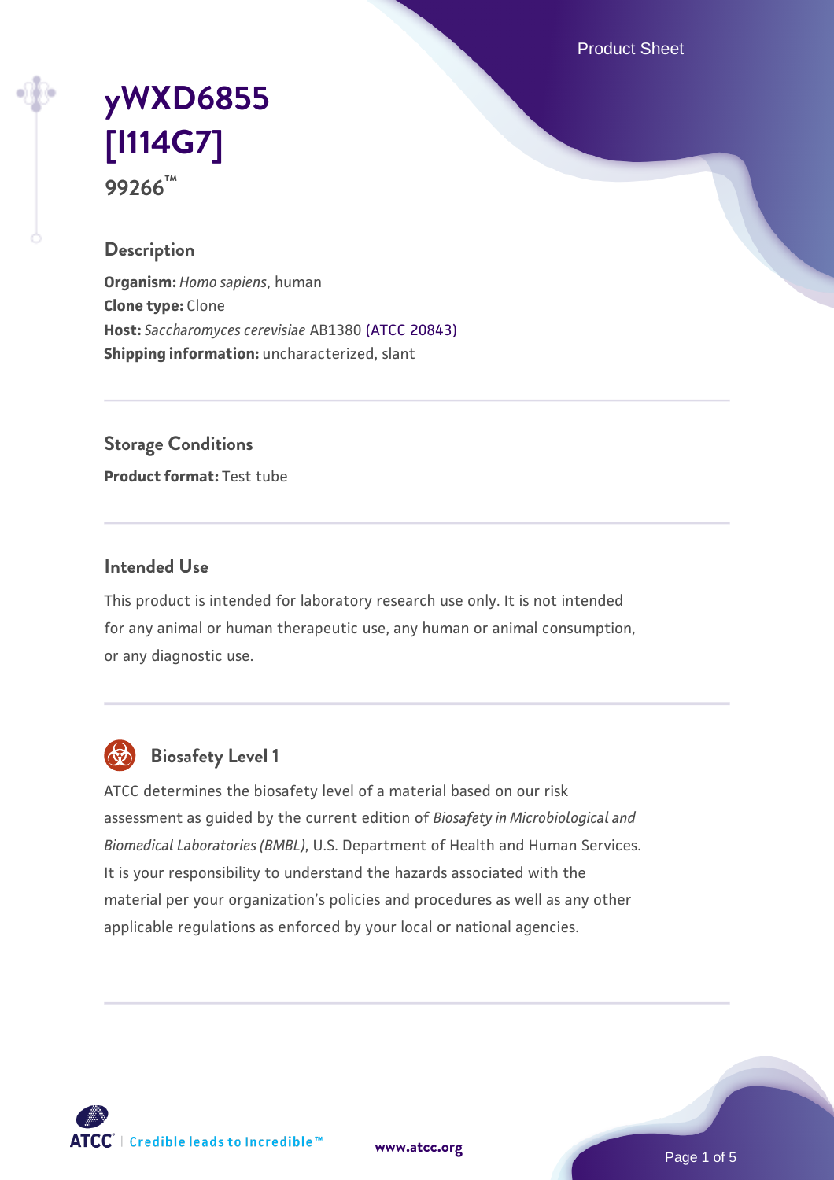# yWXD6855 [I114G7]

**99266™**

## Description

**Organism:** *Homo sapiens*, human
**Clone type:** Clone
**Host:** *Saccharomyces cerevisiae* AB1380 (ATCC 20843)
**Shipping information:** uncharacterized, slant

## Storage Conditions

**Product format:** Test tube

## Intended Use

This product is intended for laboratory research use only. It is not intended for any animal or human therapeutic use, any human or animal consumption, or any diagnostic use.

## Biosafety Level 1

ATCC determines the biosafety level of a material based on our risk assessment as guided by the current edition of *Biosafety in Microbiological and Biomedical Laboratories (BMBL)*, U.S. Department of Health and Human Services. It is your responsibility to understand the hazards associated with the material per your organization's policies and procedures as well as any other applicable regulations as enforced by your local or national agencies.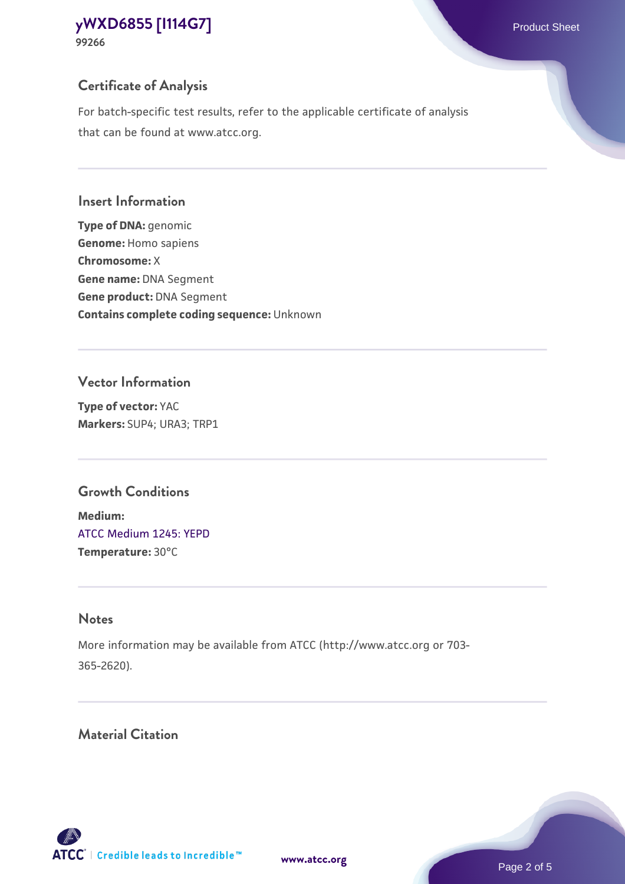## Certificate of Analysis

For batch-specific test results, refer to the applicable certificate of analysis that can be found at www.atcc.org.

## Insert Information

**Type of DNA:** genomic
**Genome:** Homo sapiens
**Chromosome:** X
**Gene name:** DNA Segment
**Gene product:** DNA Segment
**Contains complete coding sequence:** Unknown

## Vector Information

**Type of vector:** YAC
**Markers:** SUP4; URA3; TRP1

## Growth Conditions

**Medium:**
ATCC Medium 1245: YEPD
**Temperature:** 30°C

## Notes

More information may be available from ATCC (http://www.atcc.org or 703-365-2620).

## Material Citation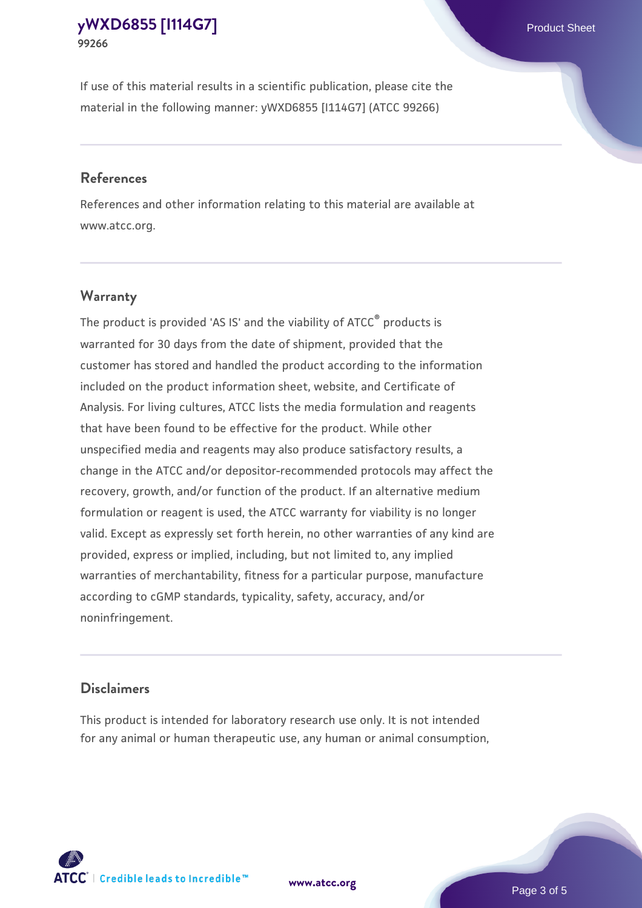If use of this material results in a scientific publication, please cite the material in the following manner: yWXD6855 [I114G7] (ATCC 99266)

## References

References and other information relating to this material are available at www.atcc.org.

## Warranty

The product is provided 'AS IS' and the viability of ATCC® products is warranted for 30 days from the date of shipment, provided that the customer has stored and handled the product according to the information included on the product information sheet, website, and Certificate of Analysis. For living cultures, ATCC lists the media formulation and reagents that have been found to be effective for the product. While other unspecified media and reagents may also produce satisfactory results, a change in the ATCC and/or depositor-recommended protocols may affect the recovery, growth, and/or function of the product. If an alternative medium formulation or reagent is used, the ATCC warranty for viability is no longer valid. Except as expressly set forth herein, no other warranties of any kind are provided, express or implied, including, but not limited to, any implied warranties of merchantability, fitness for a particular purpose, manufacture according to cGMP standards, typicality, safety, accuracy, and/or noninfringement.

## Disclaimers

This product is intended for laboratory research use only. It is not intended for any animal or human therapeutic use, any human or animal consumption,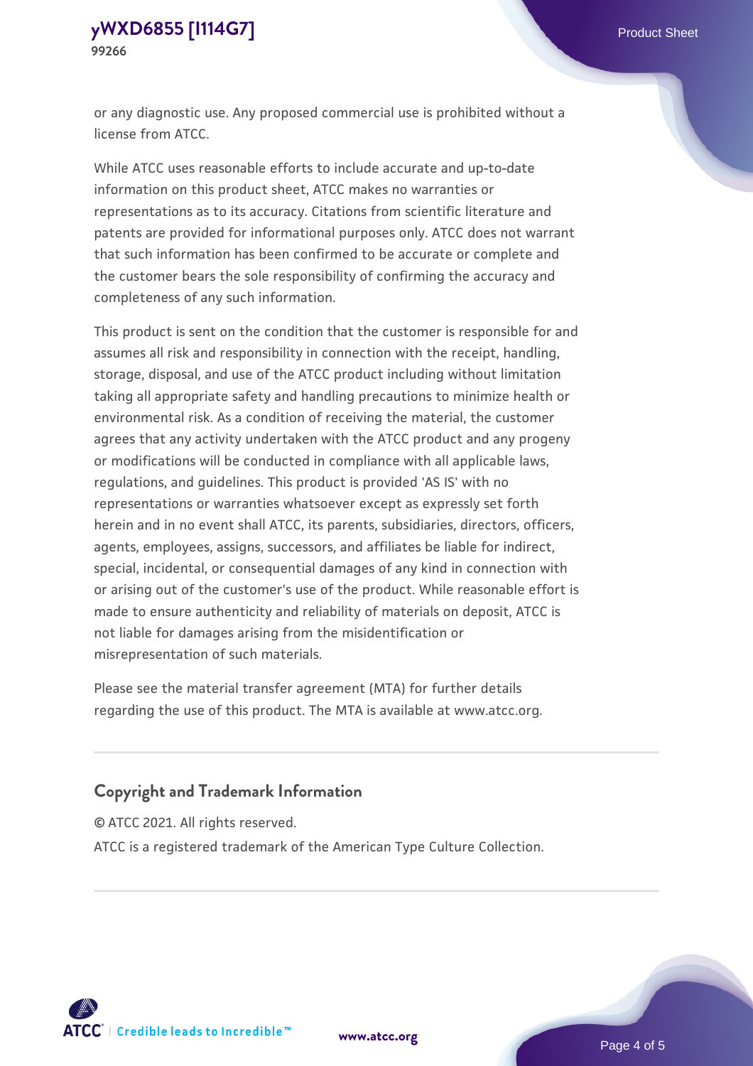or any diagnostic use. Any proposed commercial use is prohibited without a license from ATCC.

While ATCC uses reasonable efforts to include accurate and up-to-date information on this product sheet, ATCC makes no warranties or representations as to its accuracy. Citations from scientific literature and patents are provided for informational purposes only. ATCC does not warrant that such information has been confirmed to be accurate or complete and the customer bears the sole responsibility of confirming the accuracy and completeness of any such information.

This product is sent on the condition that the customer is responsible for and assumes all risk and responsibility in connection with the receipt, handling, storage, disposal, and use of the ATCC product including without limitation taking all appropriate safety and handling precautions to minimize health or environmental risk. As a condition of receiving the material, the customer agrees that any activity undertaken with the ATCC product and any progeny or modifications will be conducted in compliance with all applicable laws, regulations, and guidelines. This product is provided 'AS IS' with no representations or warranties whatsoever except as expressly set forth herein and in no event shall ATCC, its parents, subsidiaries, directors, officers, agents, employees, assigns, successors, and affiliates be liable for indirect, special, incidental, or consequential damages of any kind in connection with or arising out of the customer's use of the product. While reasonable effort is made to ensure authenticity and reliability of materials on deposit, ATCC is not liable for damages arising from the misidentification or misrepresentation of such materials.

Please see the material transfer agreement (MTA) for further details regarding the use of this product. The MTA is available at www.atcc.org.

## Copyright and Trademark Information

© ATCC 2021. All rights reserved.

ATCC is a registered trademark of the American Type Culture Collection.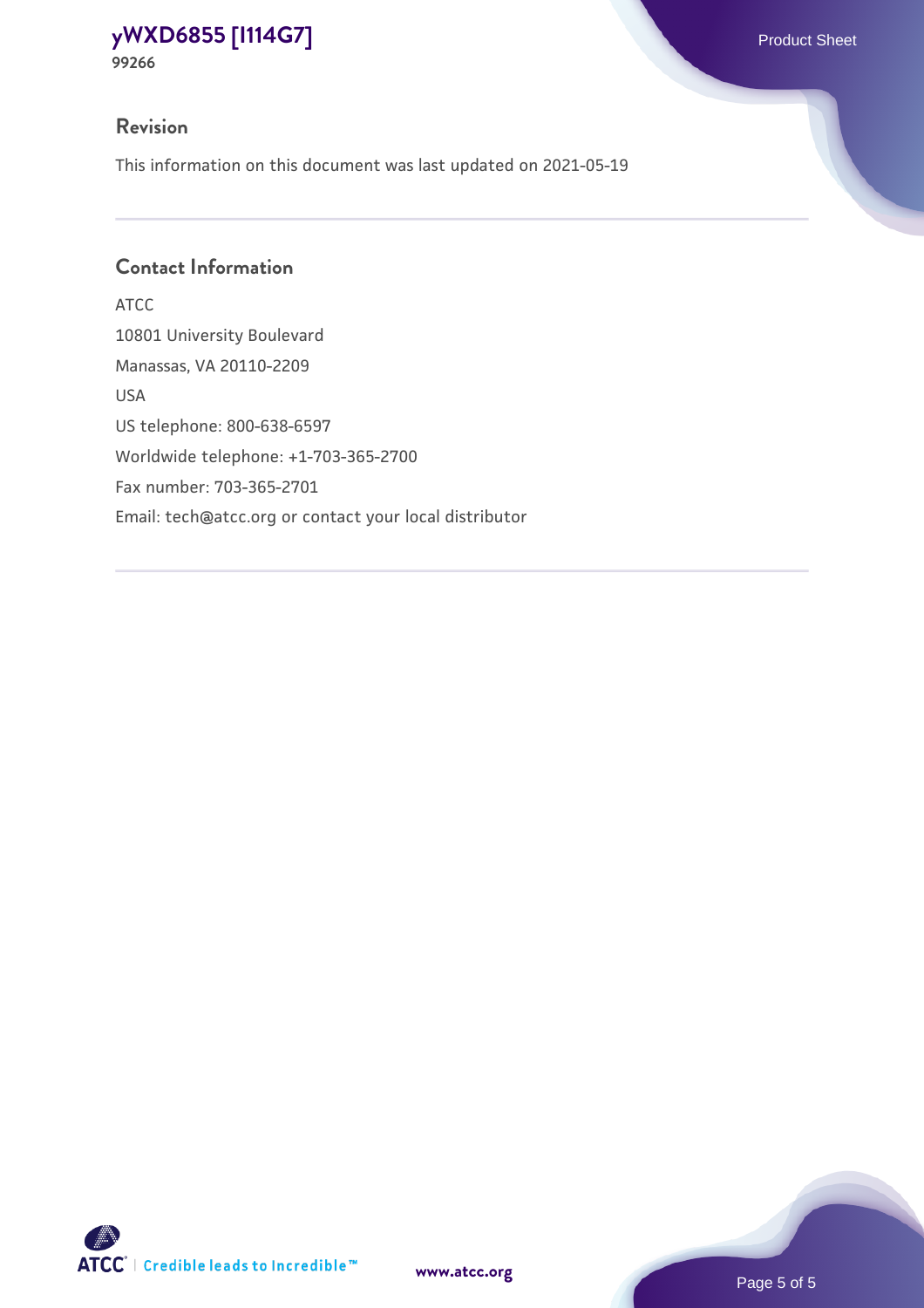## Revision

This information on this document was last updated on 2021-05-19

## Contact Information

ATCC
10801 University Boulevard
Manassas, VA 20110-2209
USA
US telephone: 800-638-6597
Worldwide telephone: +1-703-365-2700
Fax number: 703-365-2701
Email: tech@atcc.org or contact your local distributor